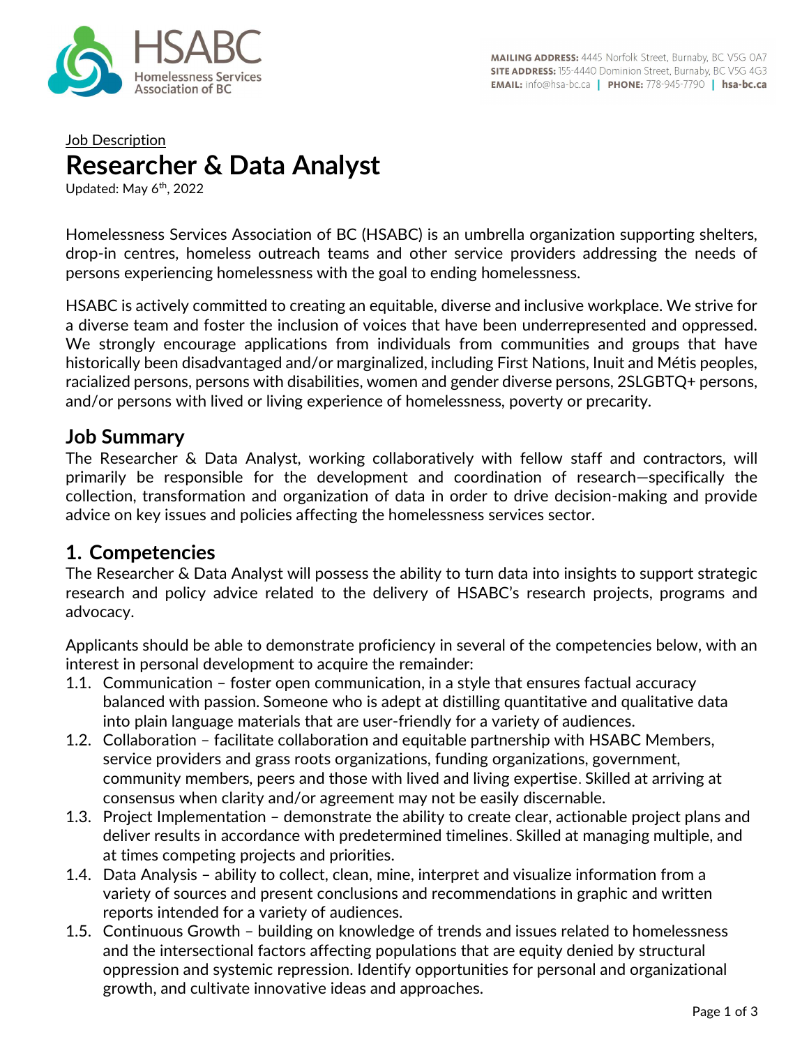MAILING ADDRESS: 4445 Norfolk Street, Burnaby, BC V5G 0A7
SITE ADDRESS: 155-4440 Dominion Street, Burnaby, BC V5G 4G3
EMAIL: info@hsa-bc.ca | PHONE: 778-945-7790 | hsa-bc.ca

Job Description

# Researcher & Data Analyst

Updated: May 6th, 2022

Homelessness Services Association of BC (HSABC) is an umbrella organization supporting shelters, drop-in centres, homeless outreach teams and other service providers addressing the needs of persons experiencing homelessness with the goal to ending homelessness.

HSABC is actively committed to creating an equitable, diverse and inclusive workplace. We strive for a diverse team and foster the inclusion of voices that have been underrepresented and oppressed. We strongly encourage applications from individuals from communities and groups that have historically been disadvantaged and/or marginalized, including First Nations, Inuit and Métis peoples, racialized persons, persons with disabilities, women and gender diverse persons, 2SLGBTQ+ persons, and/or persons with lived or living experience of homelessness, poverty or precarity.

## Job Summary

The Researcher & Data Analyst, working collaboratively with fellow staff and contractors, will primarily be responsible for the development and coordination of research—specifically the collection, transformation and organization of data in order to drive decision-making and provide advice on key issues and policies affecting the homelessness services sector.

## 1. Competencies

The Researcher & Data Analyst will possess the ability to turn data into insights to support strategic research and policy advice related to the delivery of HSABC's research projects, programs and advocacy.

Applicants should be able to demonstrate proficiency in several of the competencies below, with an interest in personal development to acquire the remainder:

1.1. Communication – foster open communication, in a style that ensures factual accuracy balanced with passion. Someone who is adept at distilling quantitative and qualitative data into plain language materials that are user-friendly for a variety of audiences.

1.2. Collaboration – facilitate collaboration and equitable partnership with HSABC Members, service providers and grass roots organizations, funding organizations, government, community members, peers and those with lived and living expertise. Skilled at arriving at consensus when clarity and/or agreement may not be easily discernable.

1.3. Project Implementation – demonstrate the ability to create clear, actionable project plans and deliver results in accordance with predetermined timelines. Skilled at managing multiple, and at times competing projects and priorities.

1.4. Data Analysis – ability to collect, clean, mine, interpret and visualize information from a variety of sources and present conclusions and recommendations in graphic and written reports intended for a variety of audiences.

1.5. Continuous Growth – building on knowledge of trends and issues related to homelessness and the intersectional factors affecting populations that are equity denied by structural oppression and systemic repression. Identify opportunities for personal and organizational growth, and cultivate innovative ideas and approaches.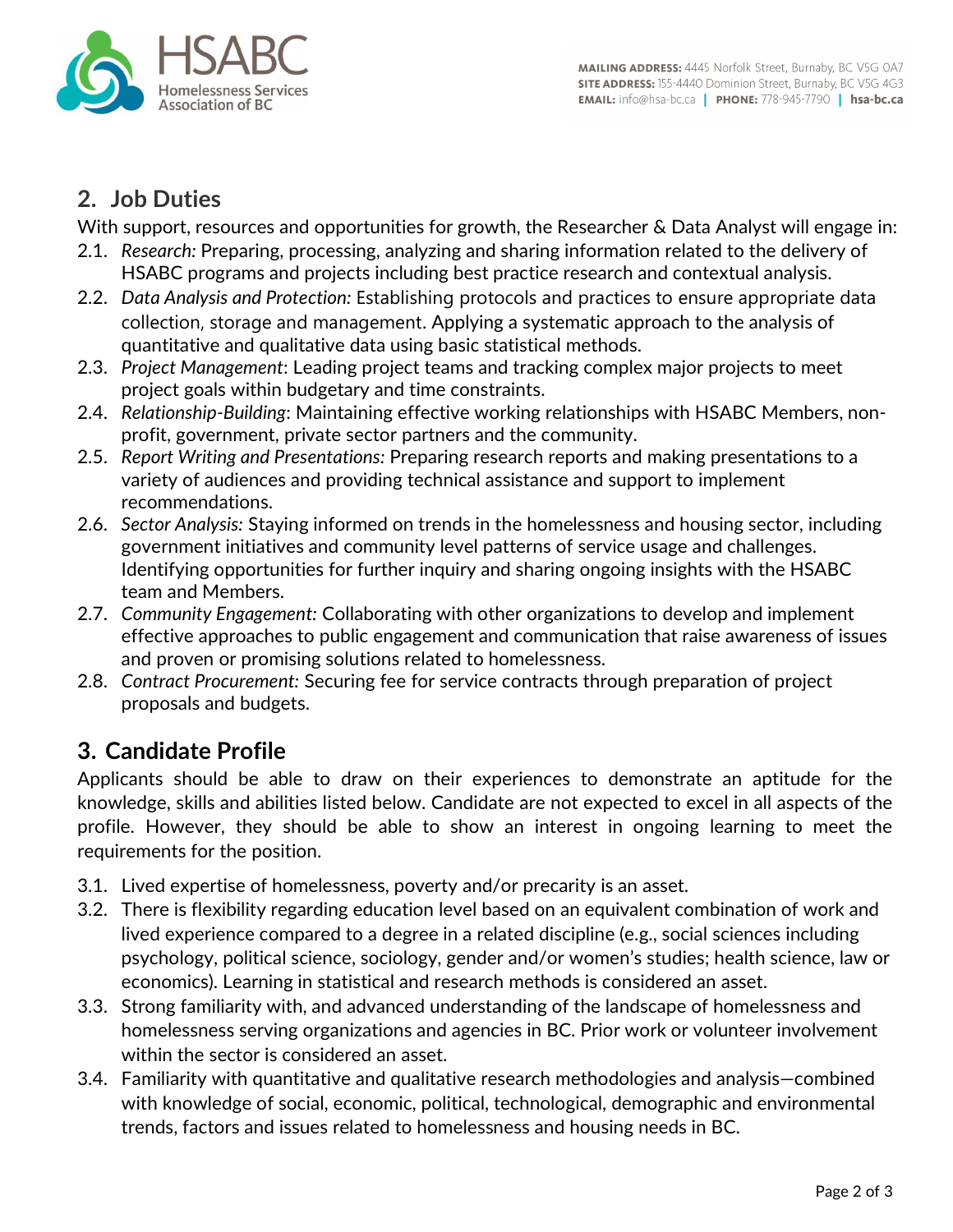## 2. Job Duties

With support, resources and opportunities for growth, the Researcher & Data Analyst will engage in:

2.1. *Research:* Preparing, processing, analyzing and sharing information related to the delivery of HSABC programs and projects including best practice research and contextual analysis.

2.2. *Data Analysis and Protection:* Establishing protocols and practices to ensure appropriate data collection, storage and management. Applying a systematic approach to the analysis of quantitative and qualitative data using basic statistical methods.

2.3. *Project Management*: Leading project teams and tracking complex major projects to meet project goals within budgetary and time constraints.

2.4. *Relationship-Building*: Maintaining effective working relationships with HSABC Members, non-profit, government, private sector partners and the community.

2.5. *Report Writing and Presentations:* Preparing research reports and making presentations to a variety of audiences and providing technical assistance and support to implement recommendations.

2.6. *Sector Analysis:* Staying informed on trends in the homelessness and housing sector, including government initiatives and community level patterns of service usage and challenges. Identifying opportunities for further inquiry and sharing ongoing insights with the HSABC team and Members.

2.7. *Community Engagement:* Collaborating with other organizations to develop and implement effective approaches to public engagement and communication that raise awareness of issues and proven or promising solutions related to homelessness.

2.8. *Contract Procurement:* Securing fee for service contracts through preparation of project proposals and budgets.

## 3. Candidate Profile

Applicants should be able to draw on their experiences to demonstrate an aptitude for the knowledge, skills and abilities listed below. Candidate are not expected to excel in all aspects of the profile. However, they should be able to show an interest in ongoing learning to meet the requirements for the position.

3.1. Lived expertise of homelessness, poverty and/or precarity is an asset.

3.2. There is flexibility regarding education level based on an equivalent combination of work and lived experience compared to a degree in a related discipline (e.g., social sciences including psychology, political science, sociology, gender and/or women's studies; health science, law or economics). Learning in statistical and research methods is considered an asset.

3.3. Strong familiarity with, and advanced understanding of the landscape of homelessness and homelessness serving organizations and agencies in BC. Prior work or volunteer involvement within the sector is considered an asset.

3.4. Familiarity with quantitative and qualitative research methodologies and analysis—combined with knowledge of social, economic, political, technological, demographic and environmental trends, factors and issues related to homelessness and housing needs in BC.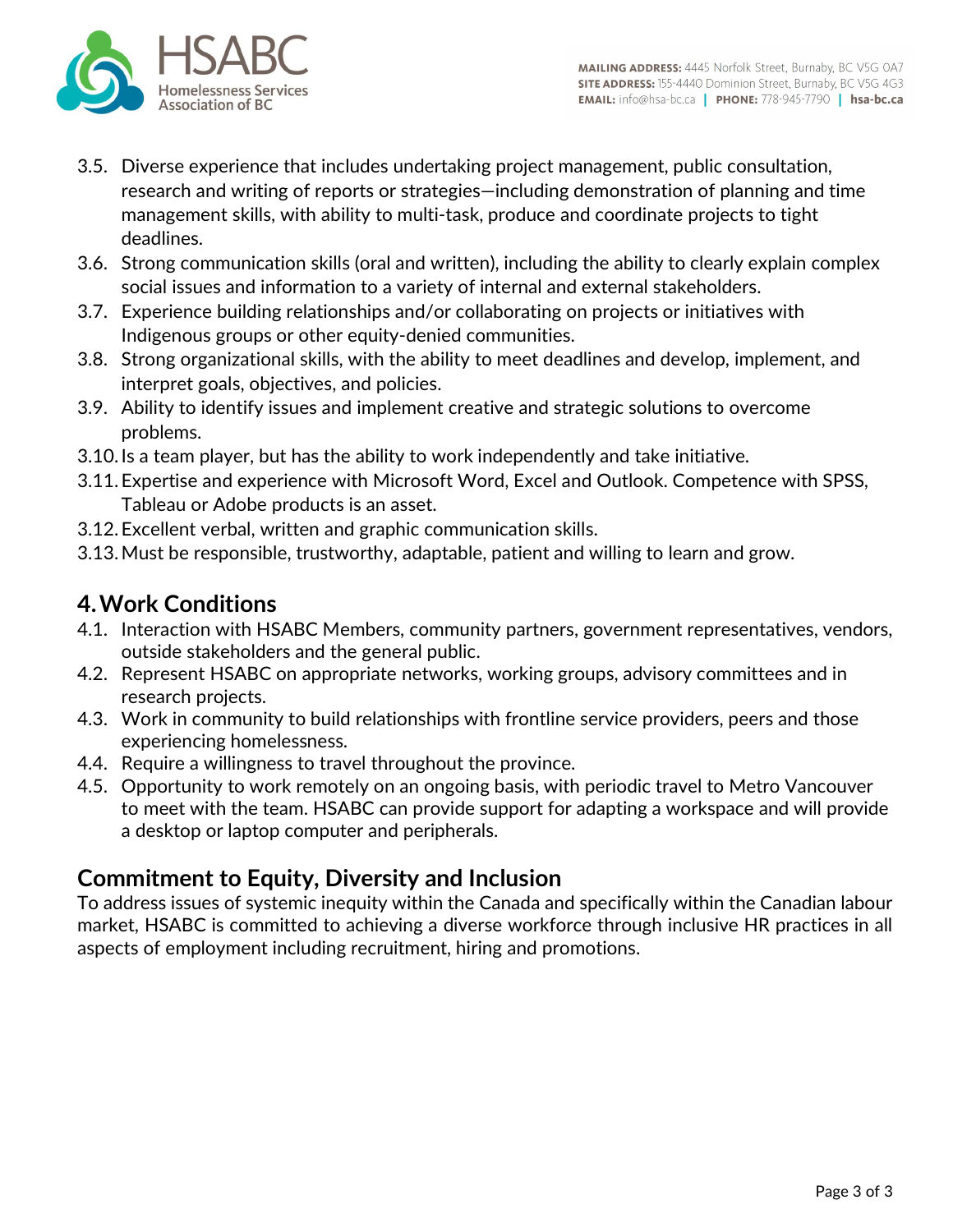3.5. Diverse experience that includes undertaking project management, public consultation, research and writing of reports or strategies—including demonstration of planning and time management skills, with ability to multi-task, produce and coordinate projects to tight deadlines.
3.6. Strong communication skills (oral and written), including the ability to clearly explain complex social issues and information to a variety of internal and external stakeholders.
3.7. Experience building relationships and/or collaborating on projects or initiatives with Indigenous groups or other equity-denied communities.
3.8. Strong organizational skills, with the ability to meet deadlines and develop, implement, and interpret goals, objectives, and policies.
3.9. Ability to identify issues and implement creative and strategic solutions to overcome problems.
3.10. Is a team player, but has the ability to work independently and take initiative.
3.11. Expertise and experience with Microsoft Word, Excel and Outlook. Competence with SPSS, Tableau or Adobe products is an asset.
3.12. Excellent verbal, written and graphic communication skills.
3.13. Must be responsible, trustworthy, adaptable, patient and willing to learn and grow.

## 4. Work Conditions

4.1. Interaction with HSABC Members, community partners, government representatives, vendors, outside stakeholders and the general public.
4.2. Represent HSABC on appropriate networks, working groups, advisory committees and in research projects.
4.3. Work in community to build relationships with frontline service providers, peers and those experiencing homelessness.
4.4. Require a willingness to travel throughout the province.
4.5. Opportunity to work remotely on an ongoing basis, with periodic travel to Metro Vancouver to meet with the team. HSABC can provide support for adapting a workspace and will provide a desktop or laptop computer and peripherals.

## Commitment to Equity, Diversity and Inclusion

To address issues of systemic inequity within the Canada and specifically within the Canadian labour market, HSABC is committed to achieving a diverse workforce through inclusive HR practices in all aspects of employment including recruitment, hiring and promotions.